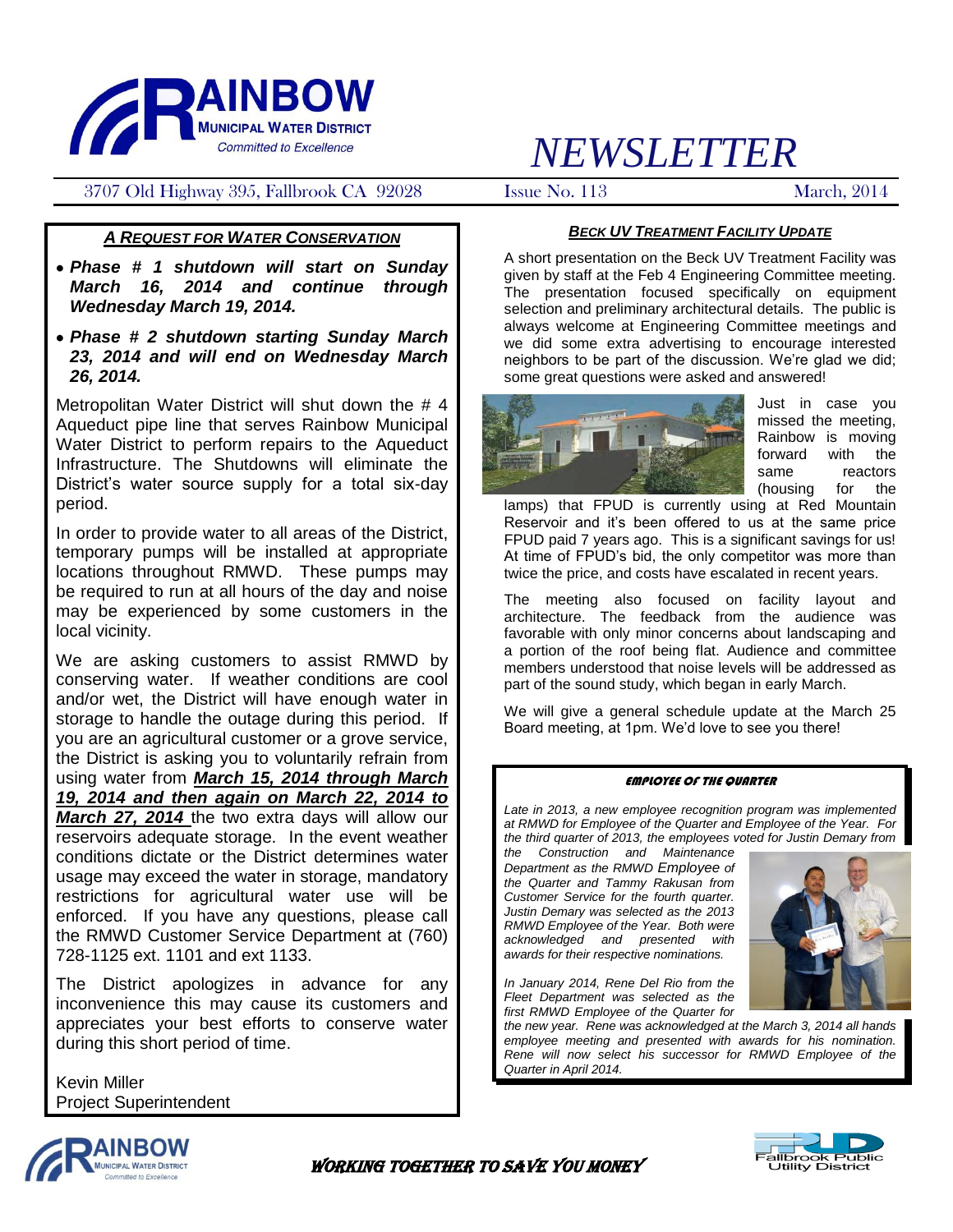# RAINBOW MUNICIPAL WATER DISTRICT

*Committed to Excellence*

# NEWSLETTER

3707 Old Highway 395, Fallbrook CA 92028 | Issue No. 113 | March, 2014

## *A REQUEST FOR WATER CONSERVATION*

- ***Phase # 1 shutdown will start on Sunday March 16, 2014 and continue through Wednesday March 19, 2014.***
- ***Phase # 2 shutdown starting Sunday March 23, 2014 and will end on Wednesday March 26, 2014.***

Metropolitan Water District will shut down the # 4 Aqueduct pipe line that serves Rainbow Municipal Water District to perform repairs to the Aqueduct Infrastructure. The Shutdowns will eliminate the District's water source supply for a total six-day period.

In order to provide water to all areas of the District, temporary pumps will be installed at appropriate locations throughout RMWD. These pumps may be required to run at all hours of the day and noise may be experienced by some customers in the local vicinity.

We are asking customers to assist RMWD by conserving water. If weather conditions are cool and/or wet, the District will have enough water in storage to handle the outage during this period. If you are an agricultural customer or a grove service, the District is asking you to voluntarily refrain from using water from ***March 15, 2014 through March 19, 2014 and then again on March 22, 2014 to March 27, 2014*** the two extra days will allow our reservoirs adequate storage. In the event weather conditions dictate or the District determines water usage may exceed the water in storage, mandatory restrictions for agricultural water use will be enforced. If you have any questions, please call the RMWD Customer Service Department at (760) 728-1125 ext. 1101 and ext 1133.

The District apologizes in advance for any inconvenience this may cause its customers and appreciates your best efforts to conserve water during this short period of time.

Kevin Miller
Project Superintendent

## *BECK UV TREATMENT FACILITY UPDATE*

A short presentation on the Beck UV Treatment Facility was given by staff at the Feb 4 Engineering Committee meeting. The presentation focused specifically on equipment selection and preliminary architectural details. The public is always welcome at Engineering Committee meetings and we did some extra advertising to encourage interested neighbors to be part of the discussion. We're glad we did; some great questions were asked and answered!

Just in case you missed the meeting, Rainbow is moving forward with the same reactors (housing for the lamps) that FPUD is currently using at Red Mountain Reservoir and it's been offered to us at the same price FPUD paid 7 years ago. This is a significant savings for us! At time of FPUD's bid, the only competitor was more than twice the price, and costs have escalated in recent years.

The meeting also focused on facility layout and architecture. The feedback from the audience was favorable with only minor concerns about landscaping and a portion of the roof being flat. Audience and committee members understood that noise levels will be addressed as part of the sound study, which began in early March.

We will give a general schedule update at the March 25 Board meeting, at 1pm. We'd love to see you there!

## EMPLOYEE OF THE QUARTER

*Late in 2013, a new employee recognition program was implemented at RMWD for Employee of the Quarter and Employee of the Year. For the third quarter of 2013, the employees voted for Justin Demary from the Construction and Maintenance Department as the RMWD Employee of the Quarter and Tammy Rakusan from Customer Service for the fourth quarter. Justin Demary was selected as the 2013 RMWD Employee of the Year. Both were acknowledged and presented with awards for their respective nominations.*

*In January 2014, Rene Del Rio from the Fleet Department was selected as the first RMWD Employee of the Quarter for the new year. Rene was acknowledged at the March 3, 2014 all hands employee meeting and presented with awards for his nomination. Rene will now select his successor for RMWD Employee of the Quarter in April 2014.*

WORKING TOGETHER TO SAVE YOU MONEY

Fallbrook Public Utility District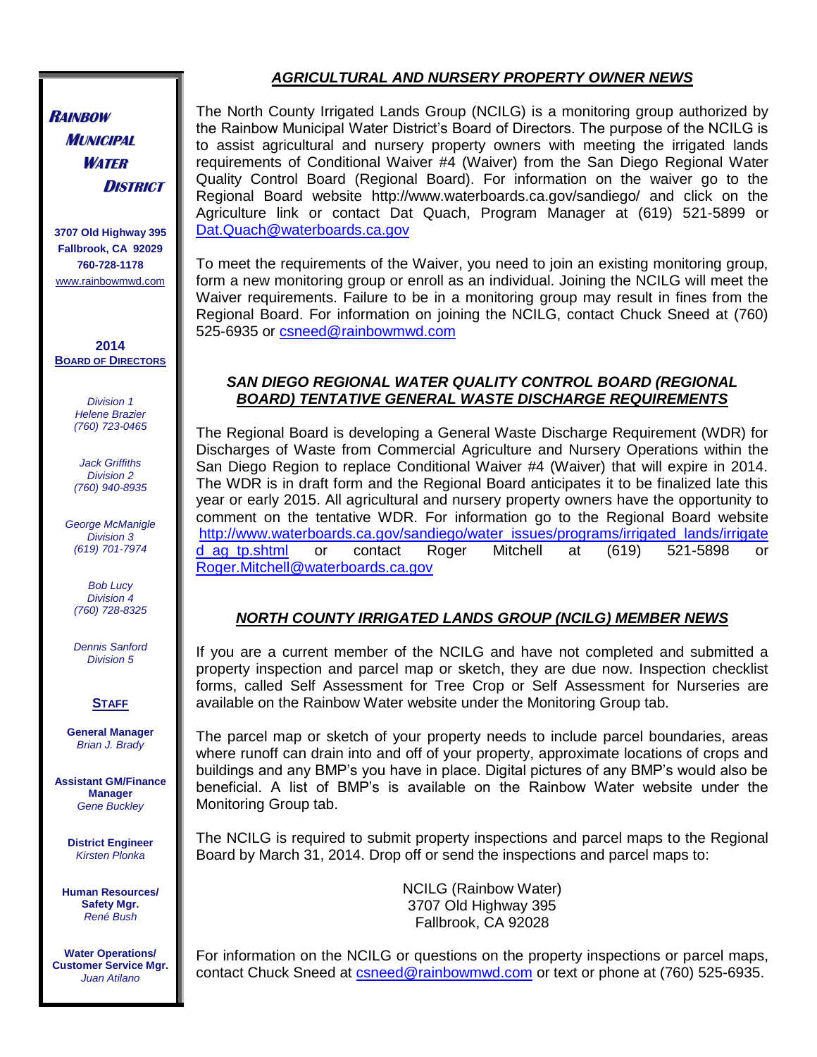**RAINBOW MUNICIPAL WATER DISTRICT**

**3707 Old Highway 395**
**Fallbrook, CA 92029**
**760-728-1178**
www.rainbowmwd.com

**2014**
**BOARD OF DIRECTORS**

*Division 1*
*Helene Brazier*
*(760) 723-0465*

*Jack Griffiths*
*Division 2*
*(760) 940-8935*

*George McManigle*
*Division 3*
*(619) 701-7974*

*Bob Lucy*
*Division 4*
*(760) 728-8325*

*Dennis Sanford*
*Division 5*

**STAFF**

**General Manager**
*Brian J. Brady*

**Assistant GM/Finance Manager**
*Gene Buckley*

**District Engineer**
*Kirsten Plonka*

**Human Resources/ Safety Mgr.**
*René Bush*

**Water Operations/ Customer Service Mgr.**
*Juan Atilano*

## *AGRICULTURAL AND NURSERY PROPERTY OWNER NEWS*

The North County Irrigated Lands Group (NCILG) is a monitoring group authorized by the Rainbow Municipal Water District's Board of Directors. The purpose of the NCILG is to assist agricultural and nursery property owners with meeting the irrigated lands requirements of Conditional Waiver #4 (Waiver) from the San Diego Regional Water Quality Control Board (Regional Board). For information on the waiver go to the Regional Board website http://www.waterboards.ca.gov/sandiego/ and click on the Agriculture link or contact Dat Quach, Program Manager at (619) 521-5899 or Dat.Quach@waterboards.ca.gov

To meet the requirements of the Waiver, you need to join an existing monitoring group, form a new monitoring group or enroll as an individual. Joining the NCILG will meet the Waiver requirements. Failure to be in a monitoring group may result in fines from the Regional Board. For information on joining the NCILG, contact Chuck Sneed at (760) 525-6935 or csneed@rainbowmwd.com

## *SAN DIEGO REGIONAL WATER QUALITY CONTROL BOARD (REGIONAL BOARD) TENTATIVE GENERAL WASTE DISCHARGE REQUIREMENTS*

The Regional Board is developing a General Waste Discharge Requirement (WDR) for Discharges of Waste from Commercial Agriculture and Nursery Operations within the San Diego Region to replace Conditional Waiver #4 (Waiver) that will expire in 2014. The WDR is in draft form and the Regional Board anticipates it to be finalized late this year or early 2015. All agricultural and nursery property owners have the opportunity to comment on the tentative WDR. For information go to the Regional Board website http://www.waterboards.ca.gov/sandiego/water_issues/programs/irrigated_lands/irrigated_ag_tp.shtml or contact Roger Mitchell at (619) 521-5898 or Roger.Mitchell@waterboards.ca.gov

## *NORTH COUNTY IRRIGATED LANDS GROUP (NCILG) MEMBER NEWS*

If you are a current member of the NCILG and have not completed and submitted a property inspection and parcel map or sketch, they are due now. Inspection checklist forms, called Self Assessment for Tree Crop or Self Assessment for Nurseries are available on the Rainbow Water website under the Monitoring Group tab.

The parcel map or sketch of your property needs to include parcel boundaries, areas where runoff can drain into and off of your property, approximate locations of crops and buildings and any BMP's you have in place. Digital pictures of any BMP's would also be beneficial. A list of BMP's is available on the Rainbow Water website under the Monitoring Group tab.

The NCILG is required to submit property inspections and parcel maps to the Regional Board by March 31, 2014. Drop off or send the inspections and parcel maps to:

NCILG (Rainbow Water)
3707 Old Highway 395
Fallbrook, CA 92028

For information on the NCILG or questions on the property inspections or parcel maps, contact Chuck Sneed at csneed@rainbowmwd.com or text or phone at (760) 525-6935.